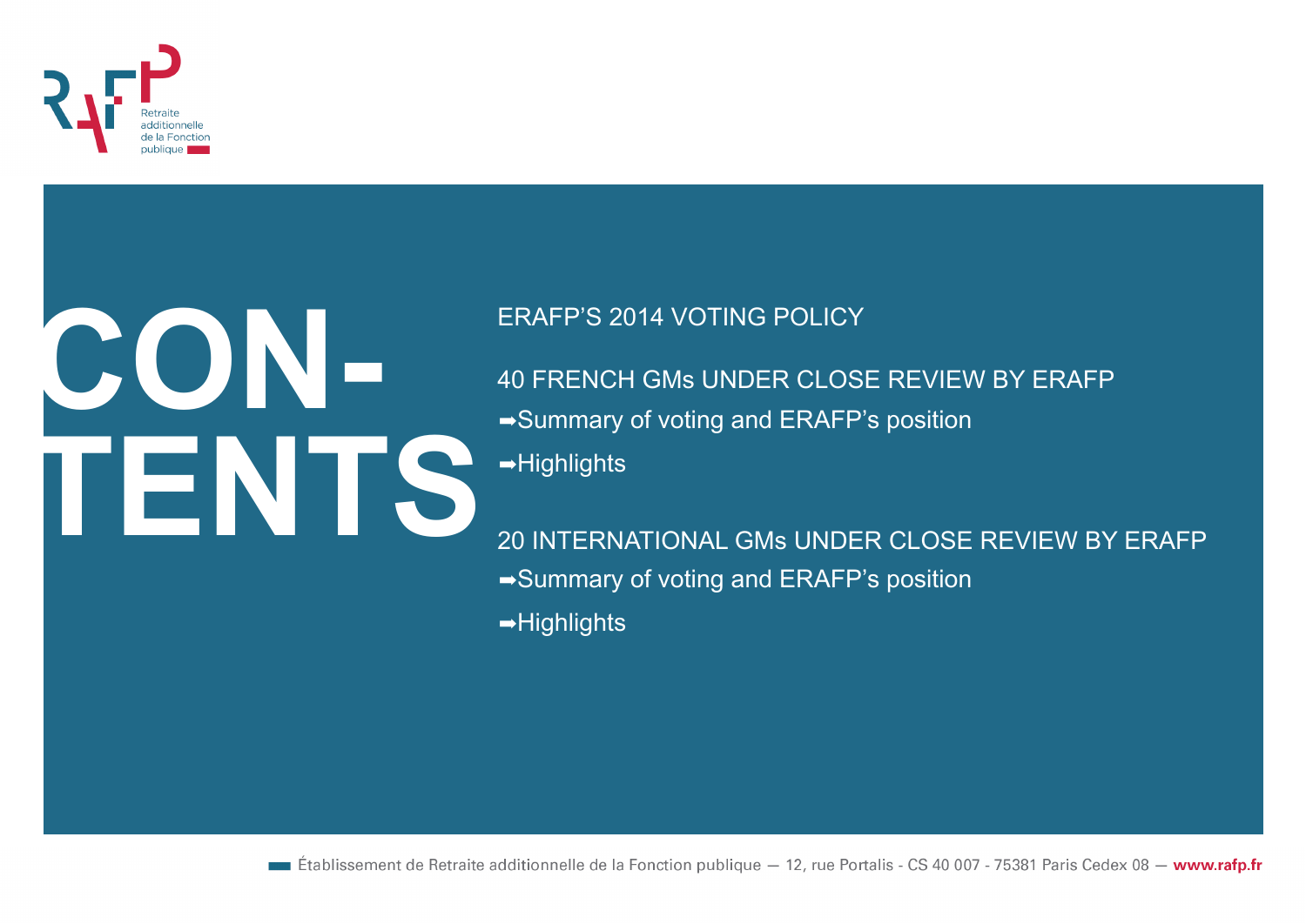Retraite additionnelle de la Fonction publique

# CONTENTS

ERAFP'S 2014 VOTING POLICY

40 FRENCH GMs UNDER CLOSE REVIEW BY ERAFP

➡Summary of voting and ERAFP's position

➡Highlights

20 INTERNATIONAL GMs UNDER CLOSE REVIEW BY ERAFP

➡Summary of voting and ERAFP's position

➡Highlights

Établissement de Retraite additionnelle de la Fonction publique — 12, rue Portalis - CS 40 007 - 75381 Paris Cedex 08 — **www.rafp.fr**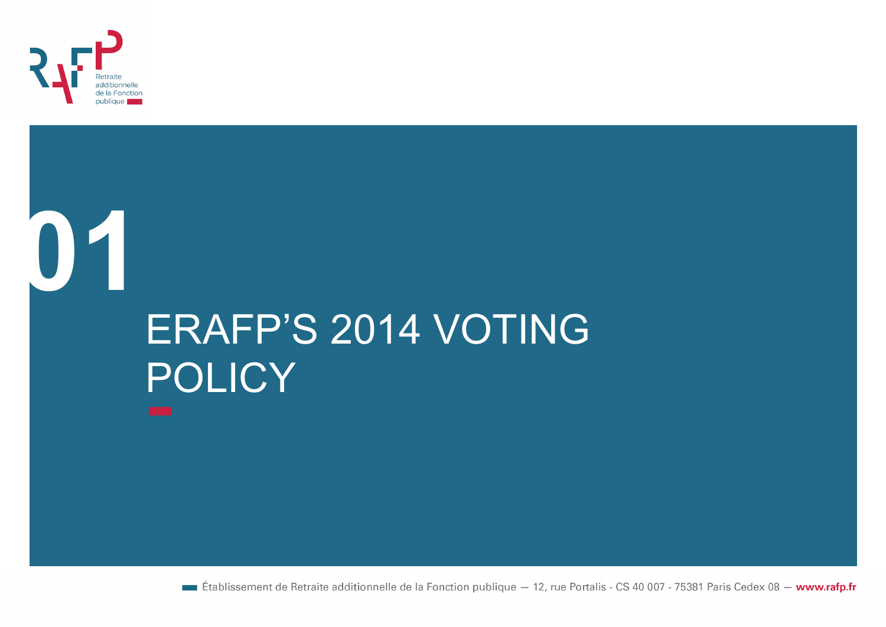# 01

# ERAFP'S 2014 VOTING POLICY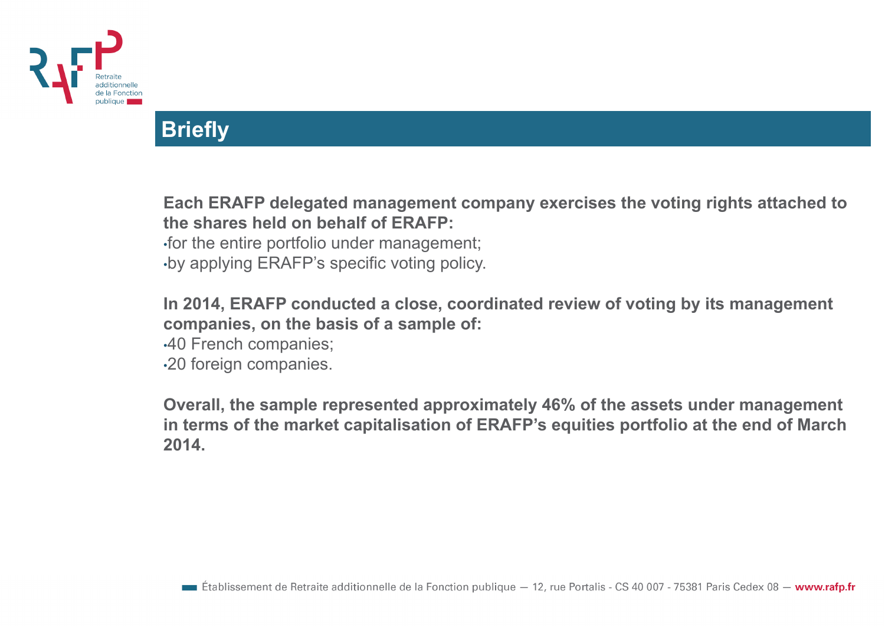## Briefly

**Each ERAFP delegated management company exercises the voting rights attached to the shares held on behalf of ERAFP:**

- for the entire portfolio under management;
- by applying ERAFP's specific voting policy.

**In 2014, ERAFP conducted a close, coordinated review of voting by its management companies, on the basis of a sample of:**

- 40 French companies;
- 20 foreign companies.

**Overall, the sample represented approximately 46% of the assets under management in terms of the market capitalisation of ERAFP's equities portfolio at the end of March 2014.**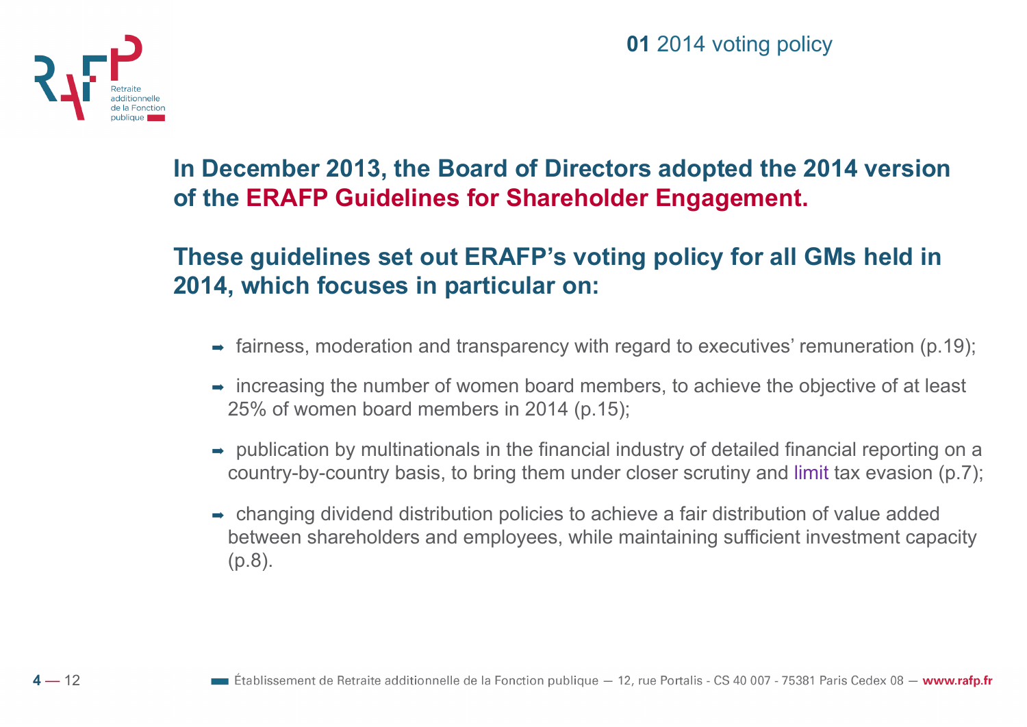## 01 2014 voting policy

**In December 2013, the Board of Directors adopted the 2014 version of the ERAFP Guidelines for Shareholder Engagement.**

**These guidelines set out ERAFP's voting policy for all GMs held in 2014, which focuses in particular on:**

- fairness, moderation and transparency with regard to executives' remuneration (p.19);
- increasing the number of women board members, to achieve the objective of at least 25% of women board members in 2014 (p.15);
- publication by multinationals in the financial industry of detailed financial reporting on a country-by-country basis, to bring them under closer scrutiny and limit tax evasion (p.7);
- changing dividend distribution policies to achieve a fair distribution of value added between shareholders and employees, while maintaining sufficient investment capacity (p.8).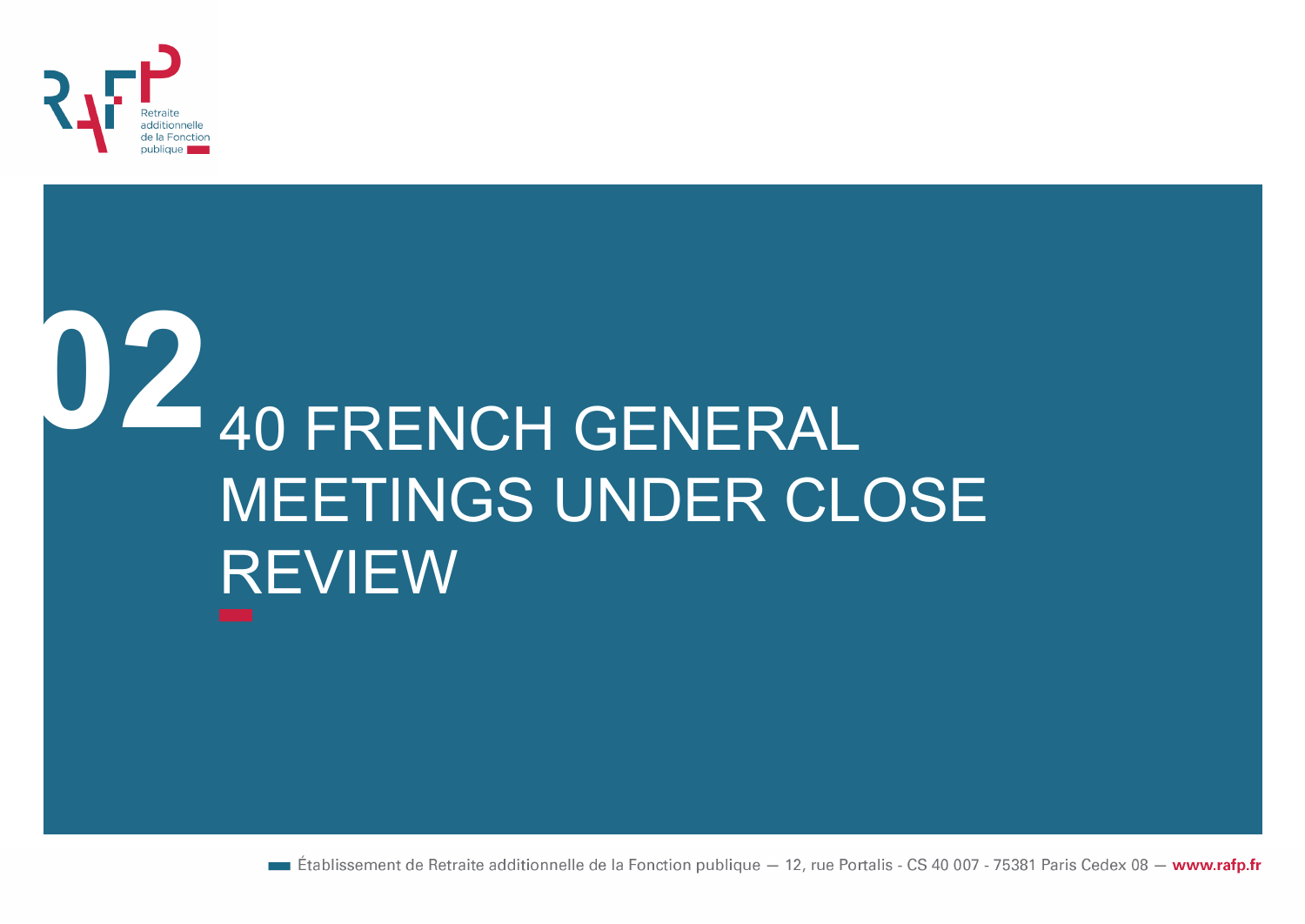# 02 40 FRENCH GENERAL MEETINGS UNDER CLOSE REVIEW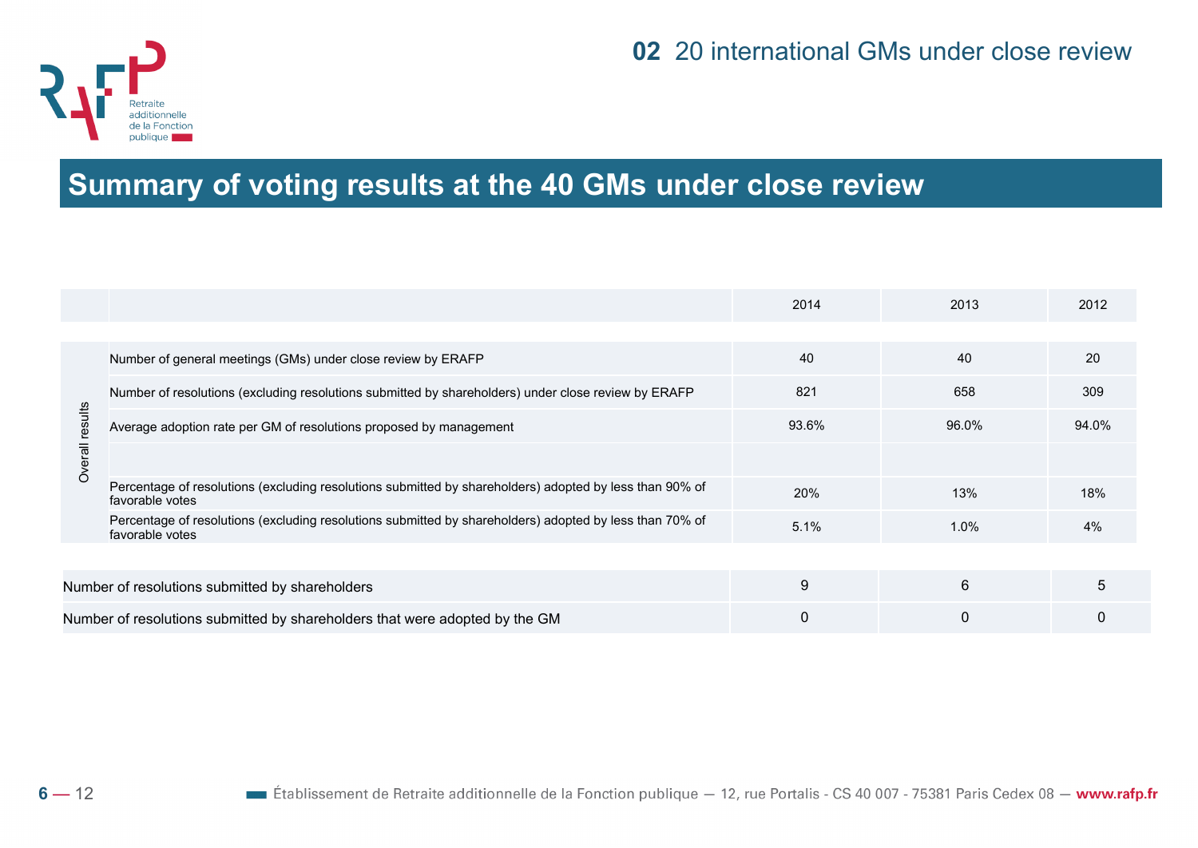## 02 20 international GMs under close review

# Summary of voting results at the 40 GMs under close review

| | | 2014 | 2013 | 2012 |
|---|---|---|---|---|
| Overall results | Number of general meetings (GMs) under close review by ERAFP | 40 | 40 | 20 |
| | Number of resolutions (excluding resolutions submitted by shareholders) under close review by ERAFP | 821 | 658 | 309 |
| | Average adoption rate per GM of resolutions proposed by management | 93.6% | 96.0% | 94.0% |
| | | | | |
| | Percentage of resolutions (excluding resolutions submitted by shareholders) adopted by less than 90% of favorable votes | 20% | 13% | 18% |
| | Percentage of resolutions (excluding resolutions submitted by shareholders) adopted by less than 70% of favorable votes | 5.1% | 1.0% | 4% |

| | 2014 | 2013 | 2012 |
|---|---|---|---|
| Number of resolutions submitted by shareholders | 9 | 6 | 5 |
| Number of resolutions submitted by shareholders that were adopted by the GM | 0 | 0 | 0 |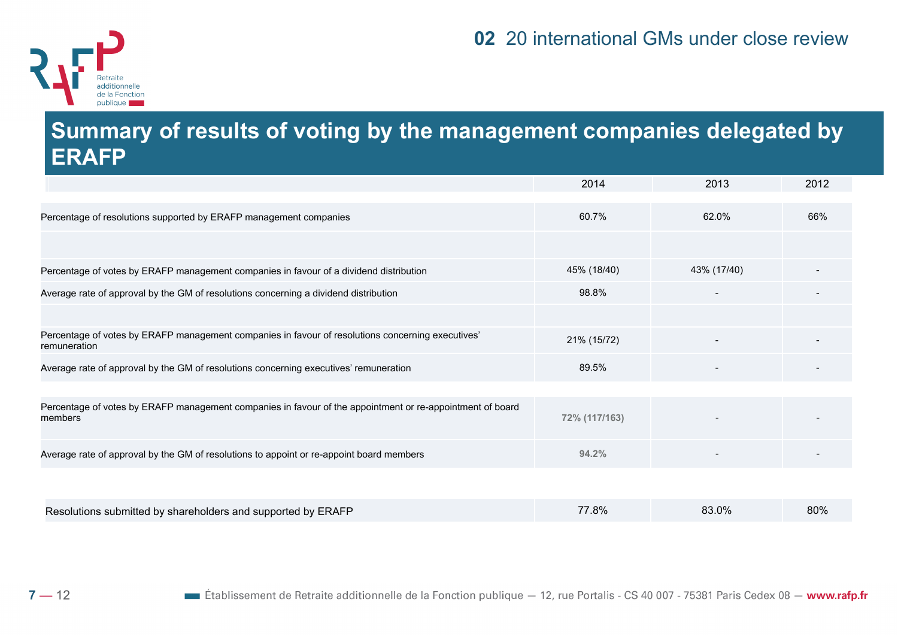## 02 20 international GMs under close review

# Summary of results of voting by the management companies delegated by ERAFP

| | 2014 | 2013 | 2012 |
|---|---|---|---|
| Percentage of resolutions supported by ERAFP management companies | 60.7% | 62.0% | 66% |
| | | | |
| Percentage of votes by ERAFP management companies in favour of a dividend distribution | 45% (18/40) | 43% (17/40) | - |
| Average rate of approval by the GM of resolutions concerning a dividend distribution | 98.8% | - | - |
| | | | |
| Percentage of votes by ERAFP management companies in favour of resolutions concerning executives' remuneration | 21% (15/72) | - | - |
| Average rate of approval by the GM of resolutions concerning executives' remuneration | 89.5% | - | - |
| | | | |
| Percentage of votes by ERAFP management companies in favour of the appointment or re-appointment of board members | 72% (117/163) | - | - |
| Average rate of approval by the GM of resolutions to appoint or re-appoint board members | 94.2% | - | - |
| | | | |
| Resolutions submitted by shareholders and supported by ERAFP | 77.8% | 83.0% | 80% |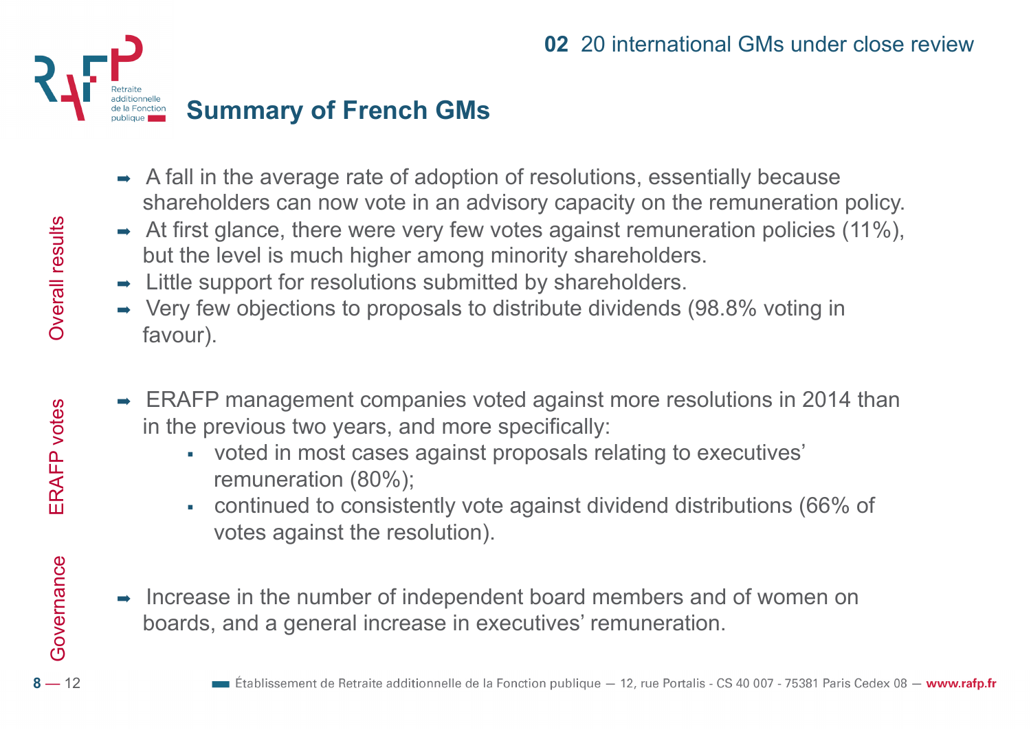## Summary of French GMs

**Overall results**

- A fall in the average rate of adoption of resolutions, essentially because shareholders can now vote in an advisory capacity on the remuneration policy.
- At first glance, there were very few votes against remuneration policies (11%), but the level is much higher among minority shareholders.
- Little support for resolutions submitted by shareholders.
- Very few objections to proposals to distribute dividends (98.8% voting in favour).

**ERAFP votes**

- ERAFP management companies voted against more resolutions in 2014 than in the previous two years, and more specifically:
  - voted in most cases against proposals relating to executives' remuneration (80%);
  - continued to consistently vote against dividend distributions (66% of votes against the resolution).

**Governance**

- Increase in the number of independent board members and of women on boards, and a general increase in executives' remuneration.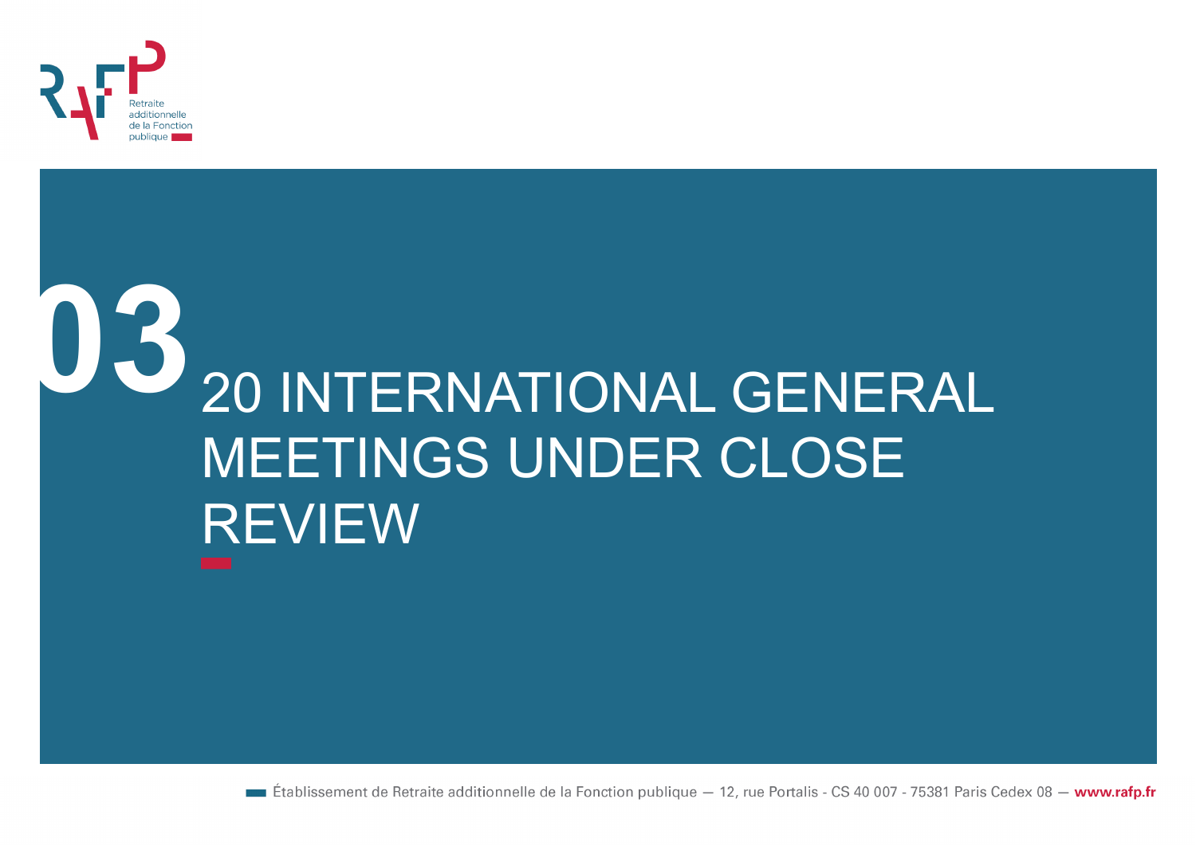# 03 20 INTERNATIONAL GENERAL MEETINGS UNDER CLOSE REVIEW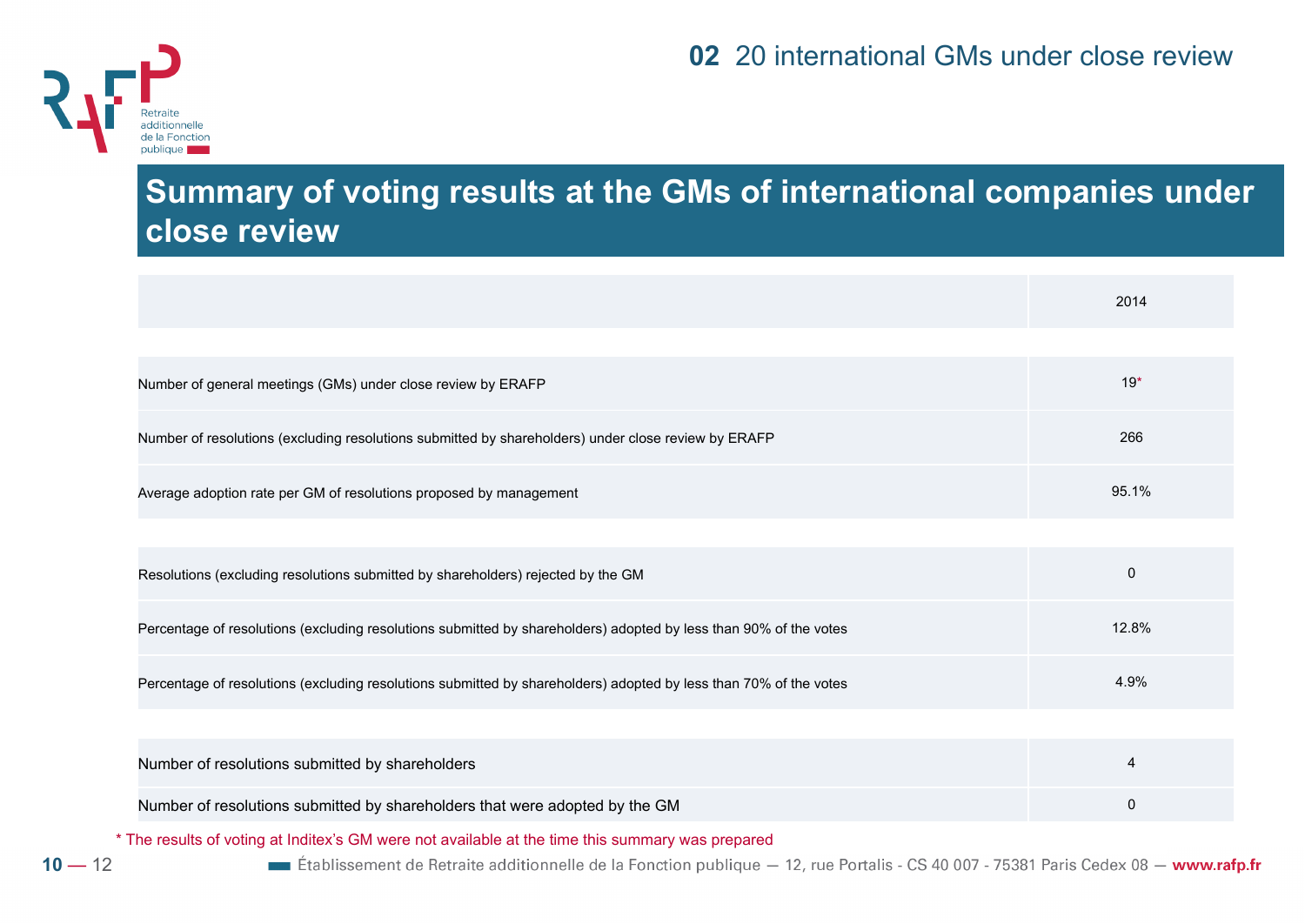## 02 20 international GMs under close review

# Summary of voting results at the GMs of international companies under close review

| | 2014 |
|---|---|
| Number of general meetings (GMs) under close review by ERAFP | 19* |
| Number of resolutions (excluding resolutions submitted by shareholders) under close review by ERAFP | 266 |
| Average adoption rate per GM of resolutions proposed by management | 95.1% |
| Resolutions (excluding resolutions submitted by shareholders) rejected by the GM | 0 |
| Percentage of resolutions (excluding resolutions submitted by shareholders) adopted by less than 90% of the votes | 12.8% |
| Percentage of resolutions (excluding resolutions submitted by shareholders) adopted by less than 70% of the votes | 4.9% |
| Number of resolutions submitted by shareholders | 4 |
| Number of resolutions submitted by shareholders that were adopted by the GM | 0 |

* The results of voting at Inditex's GM were not available at the time this summary was prepared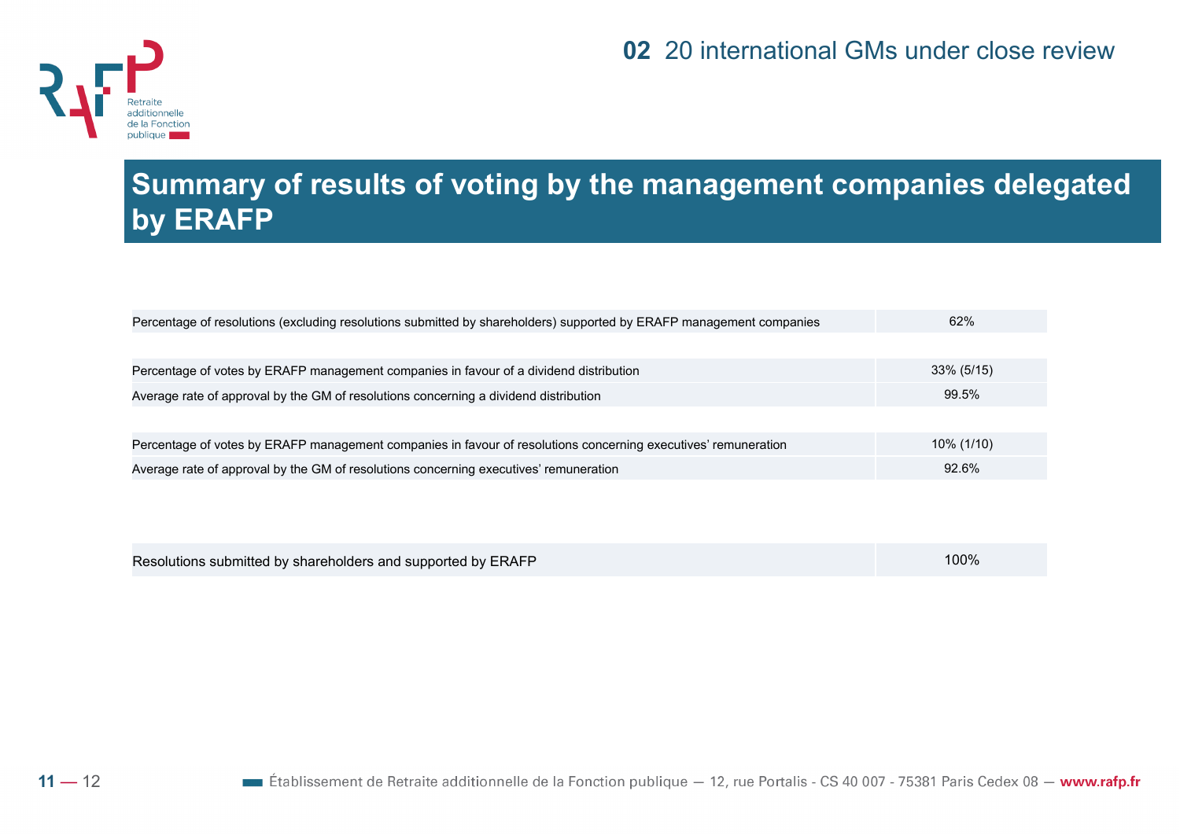## 02 20 international GMs under close review

# Summary of results of voting by the management companies delegated by ERAFP

| | |
|---|---|
| Percentage of resolutions (excluding resolutions submitted by shareholders) supported by ERAFP management companies | 62% |
| Percentage of votes by ERAFP management companies in favour of a dividend distribution | 33% (5/15) |
| Average rate of approval by the GM of resolutions concerning a dividend distribution | 99.5% |
| Percentage of votes by ERAFP management companies in favour of resolutions concerning executives' remuneration | 10% (1/10) |
| Average rate of approval by the GM of resolutions concerning executives' remuneration | 92.6% |

| | |
|---|---|
| Resolutions submitted by shareholders and supported by ERAFP | 100% |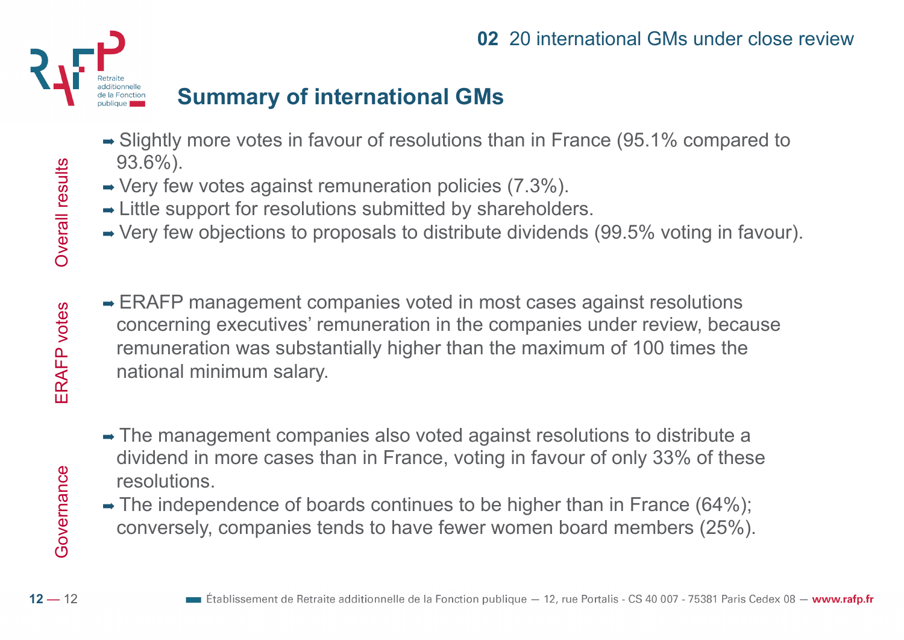**02** 20 international GMs under close review

## Summary of international GMs

**Overall results**

- Slightly more votes in favour of resolutions than in France (95.1% compared to 93.6%).
- Very few votes against remuneration policies (7.3%).
- Little support for resolutions submitted by shareholders.
- Very few objections to proposals to distribute dividends (99.5% voting in favour).

**ERAFP votes**

- ERAFP management companies voted in most cases against resolutions concerning executives' remuneration in the companies under review, because remuneration was substantially higher than the maximum of 100 times the national minimum salary.

**Governance**

- The management companies also voted against resolutions to distribute a dividend in more cases than in France, voting in favour of only 33% of these resolutions.
- The independence of boards continues to be higher than in France (64%); conversely, companies tends to have fewer women board members (25%).